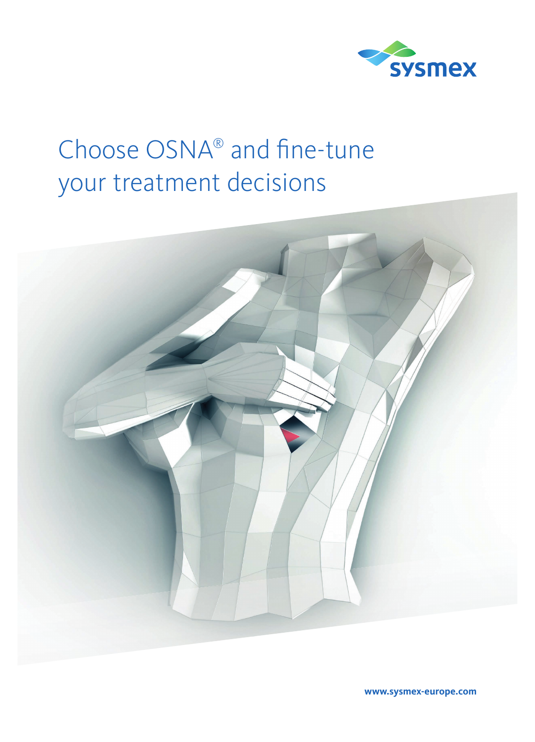# Choose OSNA® and fine-tune your treatment decisions

www.sysmex-europe.com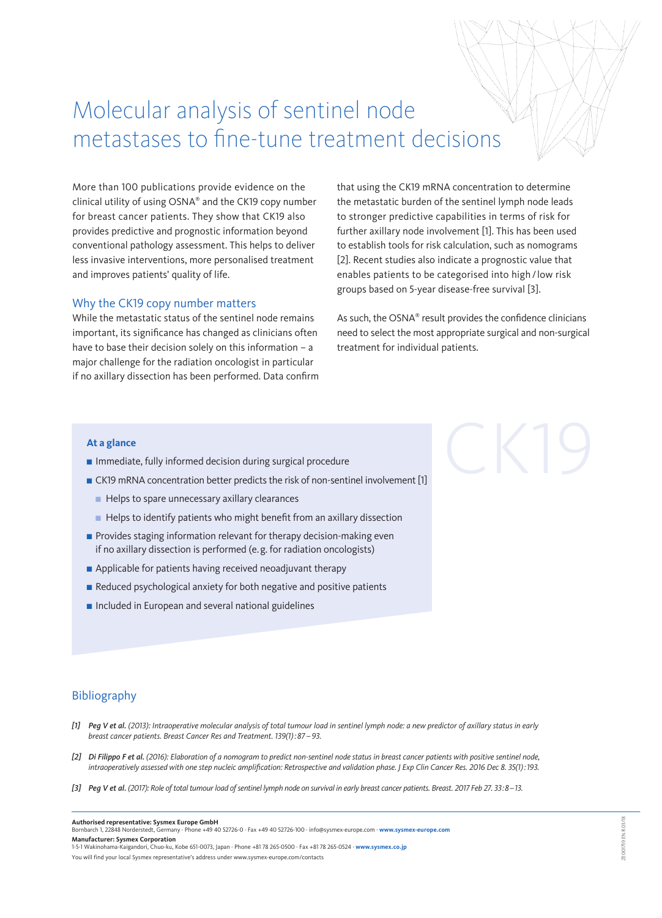# Molecular analysis of sentinel node metastases to fine-tune treatment decisions

More than 100 publications provide evidence on the clinical utility of using OSNA® and the CK19 copy number for breast cancer patients. They show that CK19 also provides predictive and prognostic information beyond conventional pathology assessment. This helps to deliver less invasive interventions, more personalised treatment and improves patients' quality of life.

## Why the CK19 copy number matters

While the metastatic status of the sentinel node remains important, its significance has changed as clinicians often have to base their decision solely on this information – a major challenge for the radiation oncologist in particular if no axillary dissection has been performed. Data confirm that using the CK19 mRNA concentration to determine the metastatic burden of the sentinel lymph node leads to stronger predictive capabilities in terms of risk for further axillary node involvement [1]. This has been used to establish tools for risk calculation, such as nomograms [2]. Recent studies also indicate a prognostic value that enables patients to be categorised into high / low risk groups based on 5-year disease-free survival [3].

As such, the OSNA® result provides the confidence clinicians need to select the most appropriate surgical and non-surgical treatment for individual patients.

**At a glance**

- Immediate, fully informed decision during surgical procedure
- CK19 mRNA concentration better predicts the risk of non-sentinel involvement [1]
  - Helps to spare unnecessary axillary clearances
  - Helps to identify patients who might benefit from an axillary dissection
- Provides staging information relevant for therapy decision-making even if no axillary dissection is performed (e. g. for radiation oncologists)
- Applicable for patients having received neoadjuvant therapy
- Reduced psychological anxiety for both negative and positive patients
- Included in European and several national guidelines

CK19

## Bibliography

[1] ***Peg V et al.*** *(2013): Intraoperative molecular analysis of total tumour load in sentinel lymph node: a new predictor of axillary status in early breast cancer patients. Breast Cancer Res and Treatment. 139(1) : 87 – 93.*

[2] ***Di Filippo F et al.*** *(2016): Elaboration of a nomogram to predict non-sentinel node status in breast cancer patients with positive sentinel node, intraoperatively assessed with one step nucleic amplification: Retrospective and validation phase. J Exp Clin Cancer Res. 2016 Dec 8. 35(1) : 193.*

[3] ***Peg V et al.*** *(2017): Role of total tumour load of sentinel lymph node on survival in early breast cancer patients. Breast. 2017 Feb 27. 33 : 8 – 13.*

**Authorised representative: Sysmex Europe GmbH**
Bornbarch 1, 22848 Norderstedt, Germany · Phone +49 40 52726-0 · Fax +49 40 52726-100 · info@sysmex-europe.com · **www.sysmex-europe.com**
**Manufacturer: Sysmex Corporation**
1-5-1 Wakinohama-Kaigandori, Chuo-ku, Kobe 651-0073, Japan · Phone +81 78 265-0500 · Fax +81 78 265-0524 · **www.sysmex.co.jp**
You will find your local Sysmex representative's address under www.sysmex-europe.com/contacts

ZE001759 EN R 03/18